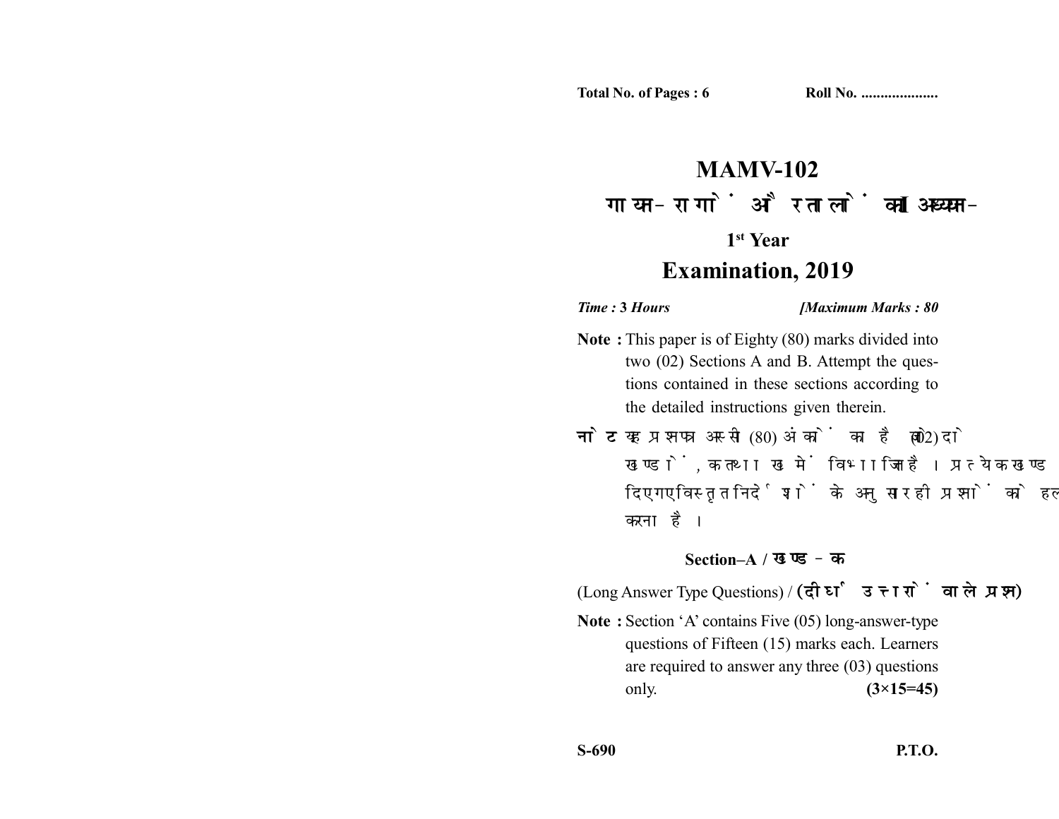Total No. of Pages : 6　　　　　　Roll No. ....................

# MAMV-102

## गायन-रागों और तालों का अध्ययन-

### 1st Year

## Examination, 2019

*Time : 3 Hours*　　　　　　　　*[Maximum Marks : 80*

**Note :** This paper is of Eighty (80) marks divided into two (02) Sections A and B. Attempt the questions contained in these sections according to the detailed instructions given therein.

**नोट :** यह प्रश्नपत्र अस्सी (80) अंकों का है जो दो (02) खण्डों, क तथा ख में विभाजित है। प्रत्येक खण्ड में दिए गए विस्तृत निर्देशों के अनुसार ही प्रश्नों को हल करना है।

### Section–A / खण्ड–क

(Long Answer Type Questions) / **(दीर्घ उत्तरों वाले प्रश्न)**

**Note :** Section 'A' contains Five (05) long-answer-type questions of Fifteen (15) marks each. Learners are required to answer any three (03) questions only. **(3×15=45)**

S-690　　　　　　　　　　　　P.T.O.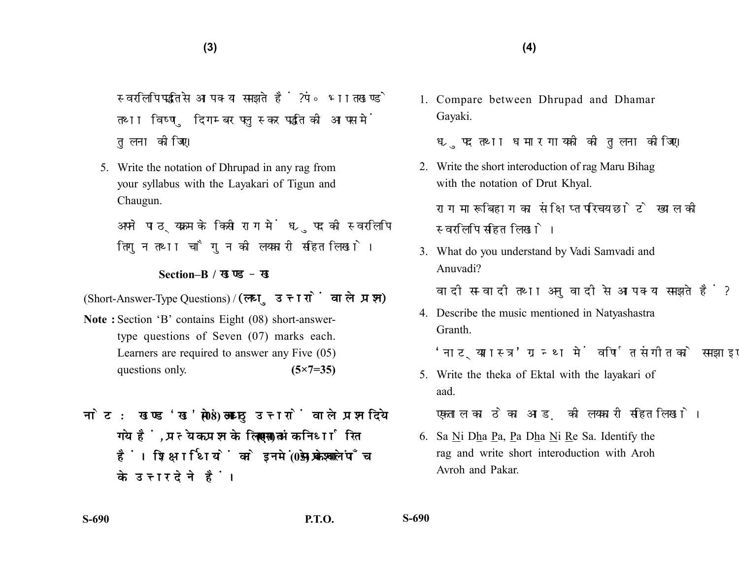स्वरलिपि पद्धति से आप क्या समझते हैं? पं० भातखण्डे तथा विष्णु दिगम्बर पलुस्कर पद्धति की आपस में तुलना कीजिए।

5. Write the notation of Dhrupad in any rag from your syllabus with the Layakari of Tigun and Chaugun.

   अपने पाठ्यक्रम के किसी राग में ध्रुपद की स्वरलिपि तिगुन तथा चौगुन की लयकारी सहित लिखो।

### Section–B / खण्ड – ख

(Short-Answer-Type Questions) / **(लघु उत्तरों वाले प्रश्न)**

**Note :** Section 'B' contains Eight (08) short-answer-type questions of Seven (07) marks each. Learners are required to answer any Five (05) questions only. **(5×7=35)**

**नोट :** खण्ड 'ख' में आठ (08) लघु उत्तरों वाले प्रश्न दिये गये हैं, प्रत्येक प्रश्न के लिए सात (07) अंक निर्धारित हैं। शिक्षार्थियों को इनमें से केवल पाँच (05) प्रश्नों के उत्तर देने हैं।

1. Compare between Dhrupad and Dhamar Gayaki.

   ध्रुपद तथा धमार गायकी की तुलना कीजिए।

2. Write the short interoduction of rag Maru Bihag with the notation of Drut Khyal.

   राग मारूबिहाग का संक्षिप्त परिचय छोटे ख्याल की स्वरलिपि सहित लिखो।

3. What do you understand by Vadi Samvadi and Anuvadi?

   वादी संवादी तथा अनुवादी से आप क्या समझते हैं?

4. Describe the music mentioned in Natyashastra Granth.

   'नाट्यशास्त्र' ग्रन्थ में वर्णित संगीत को समझाइए।

5. Write the theka of Ektal with the layakari of aad.

   एकताल का ठेका आड़ की लयकारी सहित लिखो।

6. Sa Ni Dha Pa, Pa Dha Ni Re Sa. Identify the rag and write short interoduction with Aroh Avroh and Pakar.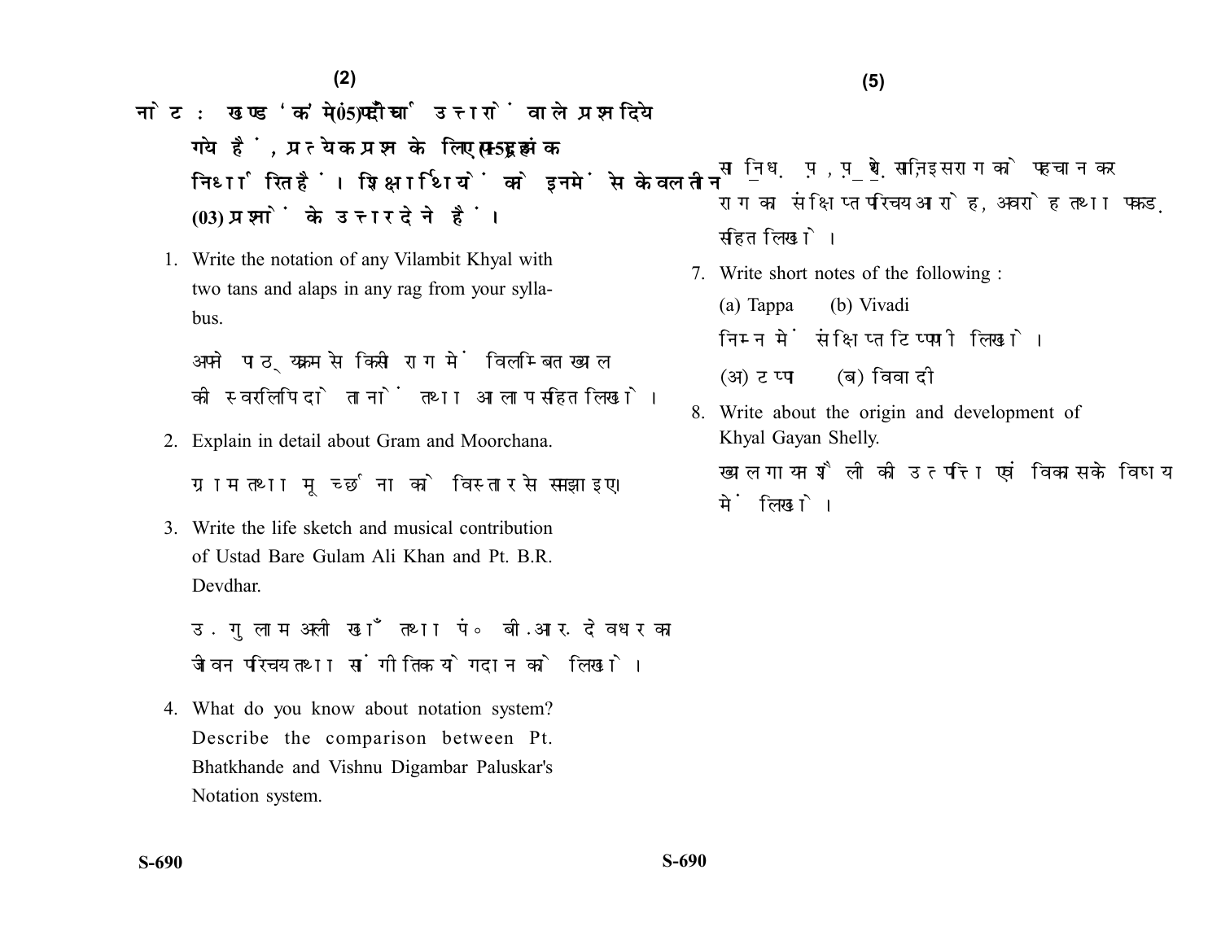**नोट : खण्ड 'क' में (05) दीर्घ उत्तरों वाले प्रश्न दिये गये हैं, प्रत्येक प्रश्न के लिए (15) अंक निर्धारित हैं। शिक्षार्थियों को इनमें से केवल तीन (03) प्रश्नों के उत्तर देने हैं।**

1. Write the notation of any Vilambit Khyal with two tans and alaps in any rag from your syllabus.

   अपने पाठ्यक्रम से किसी राग में विलम्बित ख्याल की स्वरलिपि दो तानों तथा आलाप सहित लिखो।

2. Explain in detail about Gram and Moorchana.

   ग्राम तथा मूर्च्छना को विस्तार से समझाइए।

3. Write the life sketch and musical contribution of Ustad Bare Gulam Ali Khan and Pt. B.R. Devdhar.

   उ. गुलाम अली खाँ तथा पं० बी.आर. देवधर का जीवन परिचय तथा सांगीतिक योगदान को लिखो।

4. What do you know about notation system? Describe the comparison between Pt. Bhatkhande and Vishnu Digambar Paluskar's Notation system.

सा नि ध. प, प_ ध. सा, नि इस राग को पहचान कर राग का संक्षिप्त परिचय आरोह, अवरोह तथा पकड़ सहित लिखो।

7. Write short notes of the following :

   (a) Tappa (b) Vivadi

   निम्न में संक्षिप्त टिप्पणी लिखो।

   (अ) टप्पा (ब) विवादी

8. Write about the origin and development of Khyal Gayan Shelly.

   ख्याल गायन शैली की उत्पत्ति एवं विकास के विषय में लिखो।